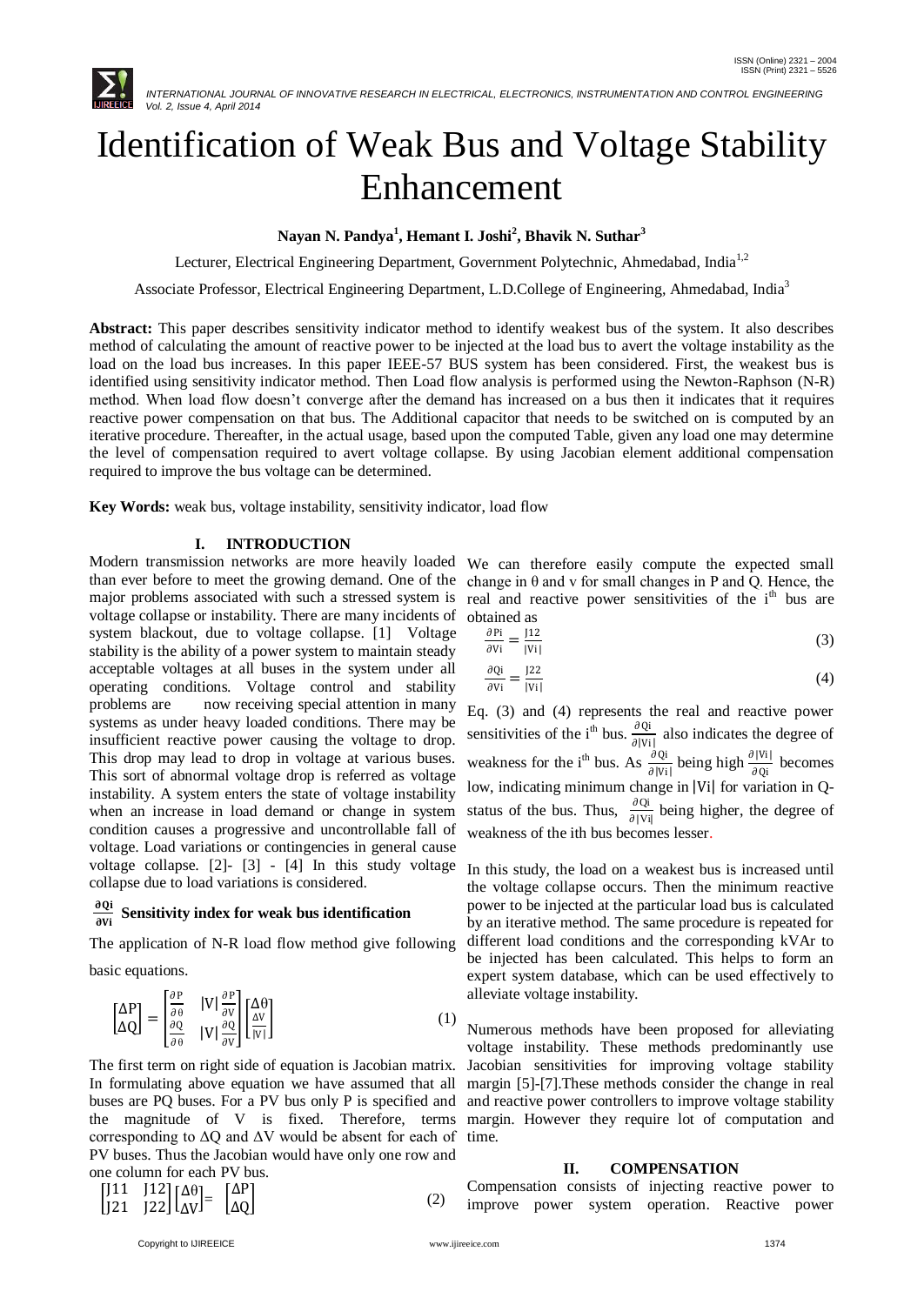# Identification of Weak Bus and Voltage Stability Enhancement

**Nayan N. Pandya[1], Hemant I. Joshi[2], Bhavik N. Suthar[3]**

Lecturer, Electrical Engineering Department, Government Polytechnic, Ahmedabad, India[1,2]

Associate Professor, Electrical Engineering Department, L.D.College of Engineering, Ahmedabad, India[3]

**Abstract:** This paper describes sensitivity indicator method to identify weakest bus of the system. It also describes method of calculating the amount of reactive power to be injected at the load bus to avert the voltage instability as the load on the load bus increases. In this paper IEEE-57 BUS system has been considered. First, the weakest bus is identified using sensitivity indicator method. Then Load flow analysis is performed using the Newton-Raphson (N-R) method. When load flow doesn't converge after the demand has increased on a bus then it indicates that it requires reactive power compensation on that bus. The Additional capacitor that needs to be switched on is computed by an iterative procedure. Thereafter, in the actual usage, based upon the computed Table, given any load one may determine the level of compensation required to avert voltage collapse. By using Jacobian element additional compensation required to improve the bus voltage can be determined.

**Key Words:** weak bus, voltage instability, sensitivity indicator, load flow

## I. INTRODUCTION

Modern transmission networks are more heavily loaded than ever before to meet the growing demand. One of the major problems associated with such a stressed system is voltage collapse or instability. There are many incidents of system blackout, due to voltage collapse. [1] Voltage stability is the ability of a power system to maintain steady acceptable voltages at all buses in the system under all operating conditions. Voltage control and stability problems are now receiving special attention in many systems as under heavy loaded conditions. There may be insufficient reactive power causing the voltage to drop. This drop may lead to drop in voltage at various buses. This sort of abnormal voltage drop is referred as voltage instability. A system enters the state of voltage instability when an increase in load demand or change in system condition causes a progressive and uncontrollable fall of voltage. Load variations or contingencies in general cause voltage collapse. [2]- [3] - [4] In this study voltage collapse due to load variations is considered.

### $\frac{\partial Qi}{\partial Vi}$ Sensitivity index for weak bus identification

The application of N-R load flow method give following basic equations.

$$\begin{bmatrix} \Delta P \\ \Delta Q \end{bmatrix} = \begin{bmatrix} \frac{\partial P}{\partial \theta} & |V| \frac{\partial P}{\partial V} \\ \frac{\partial Q}{\partial \theta} & |V| \frac{\partial Q}{\partial V} \end{bmatrix} \begin{bmatrix} \Delta \theta \\ \frac{\Delta V}{|V|} \end{bmatrix} \tag{1}$$

The first term on right side of equation is Jacobian matrix. In formulating above equation we have assumed that all buses are PQ buses. For a PV bus only P is specified and the magnitude of V is fixed. Therefore, terms corresponding to $\Delta Q$ and $\Delta V$ would be absent for each of PV buses. Thus the Jacobian would have only one row and one column for each PV bus.

$$\begin{bmatrix} J11 & J12 \\ J21 & J22 \end{bmatrix} \begin{bmatrix} \Delta \theta \\ \Delta V \end{bmatrix} = \begin{bmatrix} \Delta P \\ \Delta Q \end{bmatrix} \tag{2}$$

We can therefore easily compute the expected small change in θ and v for small changes in P and Q. Hence, the real and reactive power sensitivities of the $i^{th}$ bus are obtained as

$$\frac{\partial Pi}{\partial Vi} = \frac{J12}{|Vi|} \tag{3}$$

$$\frac{\partial Qi}{\partial Vi} = \frac{J22}{|Vi|} \tag{4}$$

Eq. (3) and (4) represents the real and reactive power sensitivities of the $i^{th}$ bus. $\frac{\partial Qi}{\partial |Vi|}$ also indicates the degree of weakness for the $i^{th}$ bus. As $\frac{\partial Qi}{\partial |Vi|}$ being high $\frac{\partial |Vi|}{\partial Qi}$ becomes low, indicating minimum change in $|Vi|$ for variation in Q-status of the bus. Thus, $\frac{\partial Qi}{\partial |Vi|}$ being higher, the degree of weakness of the ith bus becomes lesser.

In this study, the load on a weakest bus is increased until the voltage collapse occurs. Then the minimum reactive power to be injected at the particular load bus is calculated by an iterative method. The same procedure is repeated for different load conditions and the corresponding kVAr to be injected has been calculated. This helps to form an expert system database, which can be used effectively to alleviate voltage instability.

Numerous methods have been proposed for alleviating voltage instability. These methods predominantly use Jacobian sensitivities for improving voltage stability margin [5]-[7].These methods consider the change in real and reactive power controllers to improve voltage stability margin. However they require lot of computation and time.

## II. COMPENSATION

Compensation consists of injecting reactive power to improve power system operation. Reactive power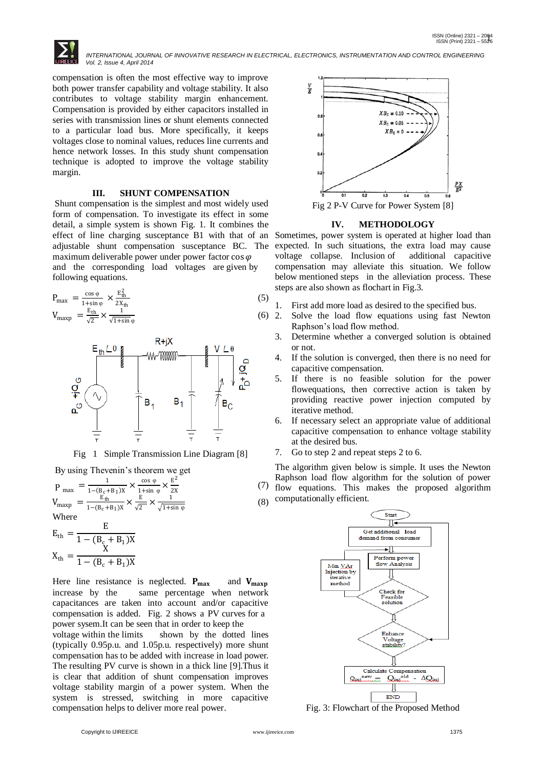compensation is often the most effective way to improve both power transfer capability and voltage stability. It also contributes to voltage stability margin enhancement. Compensation is provided by either capacitors installed in series with transmission lines or shunt elements connected to a particular load bus. More specifically, it keeps voltages close to nominal values, reduces line currents and hence network losses. In this study shunt compensation technique is adopted to improve the voltage stability margin.

### III. SHUNT COMPENSATION

Shunt compensation is the simplest and most widely used form of compensation. To investigate its effect in some detail, a simple system is shown Fig. 1. It combines the effect of line charging susceptance B1 with that of an adjustable shunt compensation susceptance BC. The maximum deliverable power under power factor $\cos\varphi$ and the corresponding load voltages are given by following equations.

$$P_{max} = \frac{\cos\varphi}{1+\sin\varphi} \times \frac{E_{th}^2}{2X_{th}} \quad (5)$$

$$V_{maxp} = \frac{E_{th}}{\sqrt{2}} \times \frac{1}{\sqrt{1+\sin\varphi}} \quad (6)$$

Fig 1 Simple Transmission Line Diagram [8]

By using Thevenin's theorem we get

$$P_{max} = \frac{1}{1-(B_c+B_1)X} \times \frac{\cos\varphi}{1+\sin\varphi} \times \frac{E^2}{2X} \quad (7)$$

$$V_{maxp} = \frac{E_{th}}{1-(B_c+B_1)X} \times \frac{E}{\sqrt{2}} \times \frac{1}{\sqrt{1+\sin\varphi}} \quad (8)$$

Where

$$E_{th} = \frac{E}{1-(B_c+B_1)X}$$

$$X_{th} = \frac{X}{1-(B_c+B_1)X}$$

Here line resistance is neglected. $\mathbf{P_{max}}$ and $\mathbf{V_{maxp}}$ increase by the same percentage when network capacitances are taken into account and/or capacitive compensation is added. Fig. 2 shows a PV curves for a power sysem.It can be seen that in order to keep the voltage within the limits shown by the dotted lines (typically 0.95p.u. and 1.05p.u. respectively) more shunt compensation has to be added with increase in load power. The resulting PV curve is shown in a thick line [9].Thus it is clear that addition of shunt compensation improves voltage stability margin of a power system. When the system is stressed, switching in more capacitive compensation helps to deliver more real power.

Fig 2 P-V Curve for Power System [8]

### IV. METHODOLOGY

Sometimes, power system is operated at higher load than expected. In such situations, the extra load may cause voltage collapse. Inclusion of additional capacitive compensation may alleviate this situation. We follow below mentioned steps in the alleviation process. These steps are also shown as flochart in Fig.3.

1. First add more load as desired to the specified bus.
2. Solve the load flow equations using fast Newton Raphson's load flow method.
3. Determine whether a converged solution is obtained or not.
4. If the solution is converged, then there is no need for capacitive compensation.
5. If there is no feasible solution for the power flowequations, then corrective action is taken by providing reactive power injection computed by iterative method.
6. If necessary select an appropriate value of additional capacitive compensation to enhance voltage stability at the desired bus.
7. Go to step 2 and repeat steps 2 to 6.

The algorithm given below is simple. It uses the Newton Raphson load flow algorithm for the solution of power flow equations. This makes the proposed algorithm computationally efficient.

Fig. 3: Flowchart of the Proposed Method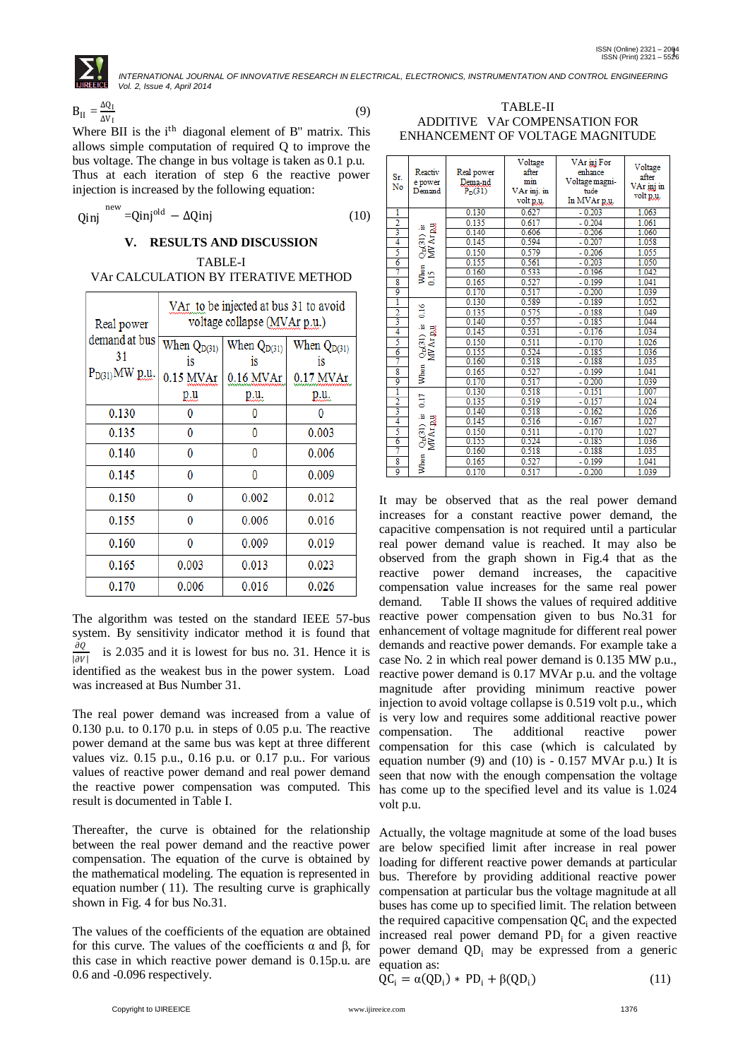$$B_{II} = \frac{\Delta Q_I}{\Delta V_I} \quad (9)$$

Where BII is the $i^{th}$ diagonal element of B" matrix. This allows simple computation of required Q to improve the bus voltage. The change in bus voltage is taken as 0.1 p.u. Thus at each iteration of step 6 the reactive power injection is increased by the following equation:

$$Qinj^{new} = Qinj^{old} - \Delta Qinj \quad (10)$$

## V. RESULTS AND DISCUSSION

TABLE-I
VAr CALCULATION BY ITERATIVE METHOD

| Real power demand at bus 31 $P_{D(31)}$ MW p.u. | VAr to be injected at bus 31 to avoid voltage collapse (MVAr p.u.) | | |
|---|---|---|---|
| | When $Q_{D(31)}$ is 0.15 MVAr p.u. | When $Q_{D(31)}$ is 0.16 MVAr p.u. | When $Q_{D(31)}$ is 0.17 MVAr p.u. |
| 0.130 | 0 | 0 | 0 |
| 0.135 | 0 | 0 | 0.003 |
| 0.140 | 0 | 0 | 0.006 |
| 0.145 | 0 | 0 | 0.009 |
| 0.150 | 0 | 0.002 | 0.012 |
| 0.155 | 0 | 0.006 | 0.016 |
| 0.160 | 0 | 0.009 | 0.019 |
| 0.165 | 0.003 | 0.013 | 0.023 |
| 0.170 | 0.006 | 0.016 | 0.026 |

The algorithm was tested on the standard IEEE 57-bus system. By sensitivity indicator method it is found that $\frac{\partial Q}{|\partial V|}$ is 2.035 and it is lowest for bus no. 31. Hence it is identified as the weakest bus in the power system. Load was increased at Bus Number 31.

The real power demand was increased from a value of 0.130 p.u. to 0.170 p.u. in steps of 0.05 p.u. The reactive power demand at the same bus was kept at three different values viz. 0.15 p.u., 0.16 p.u. or 0.17 p.u.. For various values of reactive power demand and real power demand the reactive power compensation was computed. This result is documented in Table I.

Thereafter, the curve is obtained for the relationship between the real power demand and the reactive power compensation. The equation of the curve is obtained by the mathematical modeling. The equation is represented in equation number ( 11). The resulting curve is graphically shown in Fig. 4 for bus No.31.

The values of the coefficients of the equation are obtained for this curve. The values of the coefficients α and β, for this case in which reactive power demand is 0.15p.u. are 0.6 and -0.096 respectively.

TABLE-II
ADDITIVE VAr COMPENSATION FOR ENHANCEMENT OF VOLTAGE MAGNITUDE

| Sr. No | Reactive power Demand | Real power Demand $P_D(31)$ | Voltage after min VAr inj. in volt p.u. | VAr inj For enhance Voltage magnitude In MVAr p.u. | Voltage after VAr inj in volt p.u. |
|---|---|---|---|---|---|
| 1 | When $Q_D(31)$ is 0.15 MVAr p.u. | 0.130 | 0.627 | - 0.203 | 1.063 |
| 2 | | 0.135 | 0.617 | - 0.204 | 1.061 |
| 3 | | 0.140 | 0.606 | - 0.206 | 1.060 |
| 4 | | 0.145 | 0.594 | - 0.207 | 1.058 |
| 5 | | 0.150 | 0.579 | - 0.206 | 1.055 |
| 6 | | 0.155 | 0.561 | - 0.203 | 1.050 |
| 7 | | 0.160 | 0.533 | - 0.196 | 1.042 |
| 8 | | 0.165 | 0.527 | - 0.199 | 1.041 |
| 9 | | 0.170 | 0.517 | - 0.200 | 1.039 |
| 1 | When $Q_D(31)$ is 0.16 MVAr p.u. | 0.130 | 0.589 | - 0.189 | 1.052 |
| 2 | | 0.135 | 0.575 | - 0.188 | 1.049 |
| 3 | | 0.140 | 0.557 | - 0.185 | 1.044 |
| 4 | | 0.145 | 0.531 | - 0.176 | 1.034 |
| 5 | | 0.150 | 0.511 | - 0.170 | 1.026 |
| 6 | | 0.155 | 0.524 | - 0.185 | 1.036 |
| 7 | | 0.160 | 0.518 | - 0.188 | 1.035 |
| 8 | | 0.165 | 0.527 | - 0.199 | 1.041 |
| 9 | | 0.170 | 0.517 | - 0.200 | 1.039 |
| 1 | When $Q_D(31)$ is 0.17 MVAr p.u. | 0.130 | 0.518 | - 0.151 | 1.007 |
| 2 | | 0.135 | 0.519 | - 0.157 | 1.024 |
| 3 | | 0.140 | 0.518 | - 0.162 | 1.026 |
| 4 | | 0.145 | 0.516 | - 0.167 | 1.027 |
| 5 | | 0.150 | 0.511 | - 0.170 | 1.027 |
| 6 | | 0.155 | 0.524 | - 0.185 | 1.036 |
| 7 | | 0.160 | 0.518 | - 0.188 | 1.035 |
| 8 | | 0.165 | 0.527 | - 0.199 | 1.041 |
| 9 | | 0.170 | 0.517 | - 0.200 | 1.039 |

It may be observed that as the real power demand increases for a constant reactive power demand, the capacitive compensation is not required until a particular real power demand value is reached. It may also be observed from the graph shown in Fig.4 that as the reactive power demand increases, the capacitive compensation value increases for the same real power demand. Table II shows the values of required additive reactive power compensation given to bus No.31 for enhancement of voltage magnitude for different real power demands and reactive power demands. For example take a case No. 2 in which real power demand is 0.135 MW p.u., reactive power demand is 0.17 MVAr p.u. and the voltage magnitude after providing minimum reactive power injection to avoid voltage collapse is 0.519 volt p.u., which is very low and requires some additional reactive power compensation. The additional reactive power compensation for this case (which is calculated by equation number (9) and (10) is - 0.157 MVAr p.u.) It is seen that now with the enough compensation the voltage has come up to the specified level and its value is 1.024 volt p.u.

Actually, the voltage magnitude at some of the load buses are below specified limit after increase in real power loading for different reactive power demands at particular bus. Therefore by providing additional reactive power compensation at particular bus the voltage magnitude at all buses has come up to specified limit. The relation between the required capacitive compensation $QC_i$ and the expected increased real power demand $PD_i$ for a given reactive power demand $QD_i$ may be expressed from a generic equation as:

$$QC_i = \alpha(QD_i) * PD_i + \beta(QD_i) \quad (11)$$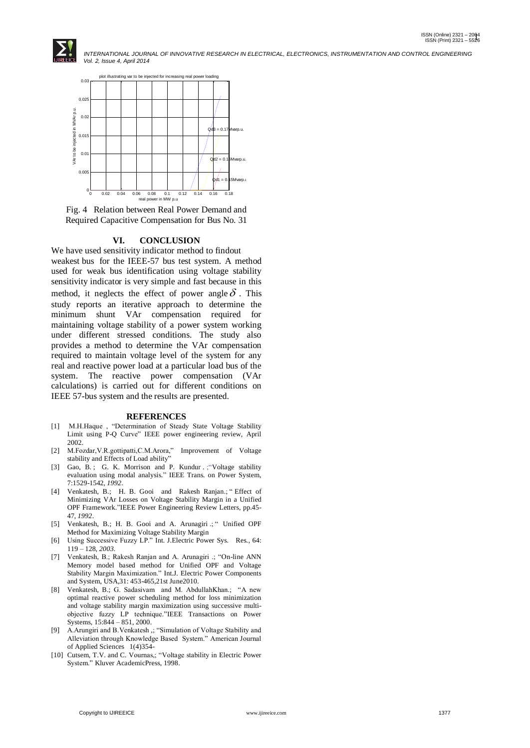plot illustrating var to be injected for increasing real power loading

VAr to be injected in MVAr p.u.

0.03
0.025
0.02
0.015
0.01
0.005
0

0 0.02 0.04 0.06 0.08 0.1 0.12 0.14 0.16 0.18

real power in MW p.u

Qd3 = 0.17Mvarp.u.

Qd2 = 0.16Mvarp.u.

Qd1 = 0.15Mvarp.u

Fig. 4 Relation between Real Power Demand and Required Capacitive Compensation for Bus No. 31

## VI. CONCLUSION

We have used sensitivity indicator method to findout weakest bus for the IEEE-57 bus test system. A method used for weak bus identification using voltage stability sensitivity indicator is very simple and fast because in this method, it neglects the effect of power angle $\delta$ . This study reports an iterative approach to determine the minimum shunt VAr compensation required for maintaining voltage stability of a power system working under different stressed conditions. The study also provides a method to determine the VAr compensation required to maintain voltage level of the system for any real and reactive power load at a particular load bus of the system. The reactive power compensation (VAr calculations) is carried out for different conditions on IEEE 57-bus system and the results are presented.

## REFERENCES

- [1] M.H.Haque , "Determination of Steady State Voltage Stability Limit using P-Q Curve" IEEE power engineering review, April 2002.
- [2] M.Fozdar,V.R.gottipatti,C.M.Arora," Improvement of Voltage stability and Effects of Load ability"
- [3] Gao, B. ; G. K. Morrison and P. Kundur . ;"Voltage stability evaluation using modal analysis." IEEE Trans. on Power System, 7:1529-1542, *1992*.
- [4] Venkatesh, B.; H. B. Gooi and Rakesh Ranjan.; " Effect of Minimizing VAr Losses on Voltage Stability Margin in a Unified OPF Framework."IEEE Power Engineering Review Letters, pp.45-47, *1992*.
- [5] Venkatesh, B.; H. B. Gooi and A. Arunagiri .; " Unified OPF Method for Maximizing Voltage Stability Margin
- [6] Using Successive Fuzzy LP." Int. J.Electric Power Sys. Res., 64: 119 – 128, *2003*.
- [7] Venkatesh, B.; Rakesh Ranjan and A. Arunagiri .; "On-line ANN Memory model based method for Unified OPF and Voltage Stability Margin Maximization." Int.J. Electric Power Components and System, USA,31: 453-465,21st June2010.
- [8] Venkatesh, B.; G. Sadasivam and M. AbdullahKhan.; "A new optimal reactive power scheduling method for loss minimization and voltage stability margin maximization using successive multi-objective fuzzy LP technique."IEEE Transactions on Power Systems, 15:844 – 851, 2000.
- [9] A.Arungiri and B.Venkatesh ,; "Simulation of Voltage Stability and Alleviation through Knowledge Based System." American Journal of Applied Sciences 1(4)354-
- [10] Cutsem, T.V. and C. Vournas,; "Voltage stability in Electric Power System." Kluver AcademicPress, 1998.